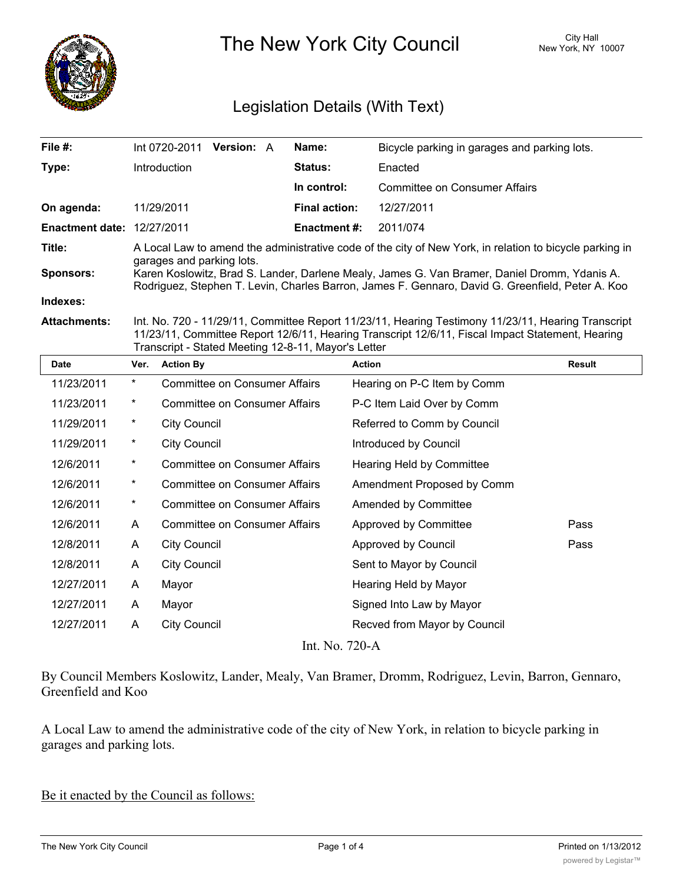# The New York City Council

City Hall
New York, NY 10007

## Legislation Details (With Text)

| | | | |
|---|---|---|---|
| **File #:** | Int 0720-2011 **Version:** A | **Name:** | Bicycle parking in garages and parking lots. |
| **Type:** | Introduction | **Status:** | Enacted |
| | | **In control:** | Committee on Consumer Affairs |
| **On agenda:** | 11/29/2011 | **Final action:** | 12/27/2011 |
| **Enactment date:** | 12/27/2011 | **Enactment #:** | 2011/074 |

**Title:** A Local Law to amend the administrative code of the city of New York, in relation to bicycle parking in garages and parking lots.

**Sponsors:** Karen Koslowitz, Brad S. Lander, Darlene Mealy, James G. Van Bramer, Daniel Dromm, Ydanis A. Rodriguez, Stephen T. Levin, Charles Barron, James F. Gennaro, David G. Greenfield, Peter A. Koo

**Indexes:**

**Attachments:** Int. No. 720 - 11/29/11, Committee Report 11/23/11, Hearing Testimony 11/23/11, Hearing Transcript 11/23/11, Committee Report 12/6/11, Hearing Transcript 12/6/11, Fiscal Impact Statement, Hearing Transcript - Stated Meeting 12-8-11, Mayor's Letter

| Date | Ver. | Action By | Action | Result |
|---|---|---|---|---|
| 11/23/2011 | * | Committee on Consumer Affairs | Hearing on P-C Item by Comm | |
| 11/23/2011 | * | Committee on Consumer Affairs | P-C Item Laid Over by Comm | |
| 11/29/2011 | * | City Council | Referred to Comm by Council | |
| 11/29/2011 | * | City Council | Introduced by Council | |
| 12/6/2011 | * | Committee on Consumer Affairs | Hearing Held by Committee | |
| 12/6/2011 | * | Committee on Consumer Affairs | Amendment Proposed by Comm | |
| 12/6/2011 | * | Committee on Consumer Affairs | Amended by Committee | |
| 12/6/2011 | A | Committee on Consumer Affairs | Approved by Committee | Pass |
| 12/8/2011 | A | City Council | Approved by Council | Pass |
| 12/8/2011 | A | City Council | Sent to Mayor by Council | |
| 12/27/2011 | A | Mayor | Hearing Held by Mayor | |
| 12/27/2011 | A | Mayor | Signed Into Law by Mayor | |
| 12/27/2011 | A | City Council | Recved from Mayor by Council | |

Int. No. 720-A

By Council Members Koslowitz, Lander, Mealy, Van Bramer, Dromm, Rodriguez, Levin, Barron, Gennaro, Greenfield and Koo

A Local Law to amend the administrative code of the city of New York, in relation to bicycle parking in garages and parking lots.

Be it enacted by the Council as follows: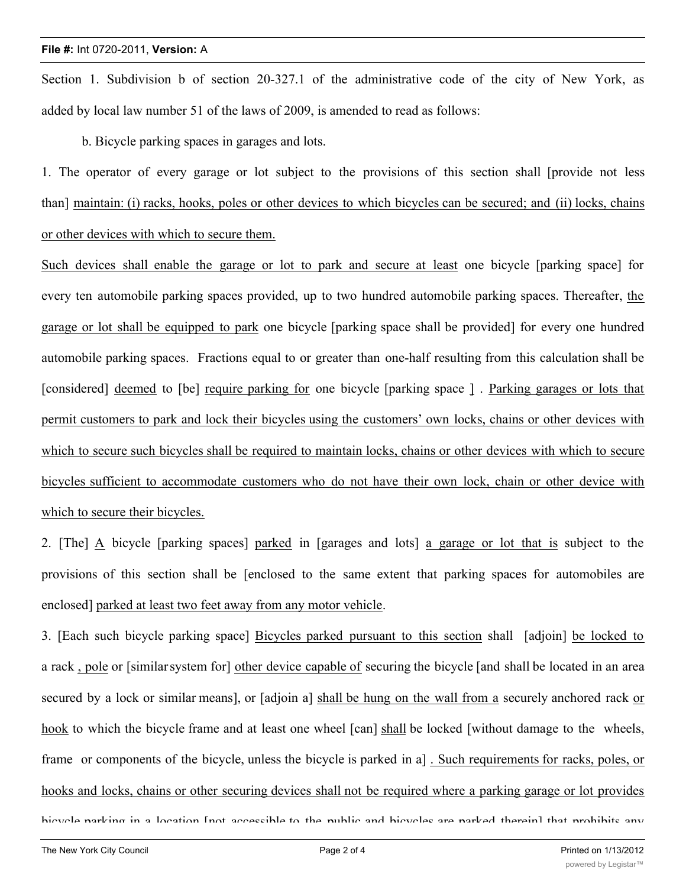Section 1. Subdivision b of section 20-327.1 of the administrative code of the city of New York, as added by local law number 51 of the laws of 2009, is amended to read as follows:

b. Bicycle parking spaces in garages and lots.

1. The operator of every garage or lot subject to the provisions of this section shall [provide not less than] maintain: (i) racks, hooks, poles or other devices to which bicycles can be secured; and (ii) locks, chains or other devices with which to secure them.

Such devices shall enable the garage or lot to park and secure at least one bicycle [parking space] for every ten automobile parking spaces provided, up to two hundred automobile parking spaces. Thereafter, the garage or lot shall be equipped to park one bicycle [parking space shall be provided] for every one hundred automobile parking spaces. Fractions equal to or greater than one-half resulting from this calculation shall be [considered] deemed to [be] require parking for one bicycle [parking space ] . Parking garages or lots that permit customers to park and lock their bicycles using the customers' own locks, chains or other devices with which to secure such bicycles shall be required to maintain locks, chains or other devices with which to secure bicycles sufficient to accommodate customers who do not have their own lock, chain or other device with which to secure their bicycles.

2. [The] A bicycle [parking spaces] parked in [garages and lots] a garage or lot that is subject to the provisions of this section shall be [enclosed to the same extent that parking spaces for automobiles are enclosed] parked at least two feet away from any motor vehicle.

3. [Each such bicycle parking space] Bicycles parked pursuant to this section shall [adjoin] be locked to a rack , pole or [similar system for] other device capable of securing the bicycle [and shall be located in an area secured by a lock or similar means], or [adjoin a] shall be hung on the wall from a securely anchored rack or hook to which the bicycle frame and at least one wheel [can] shall be locked [without damage to the wheels, frame or components of the bicycle, unless the bicycle is parked in a] . Such requirements for racks, poles, or hooks and locks, chains or other securing devices shall not be required where a parking garage or lot provides bicycle parking in a location [not accessible to the public and bicycles are parked therein] that prohibits any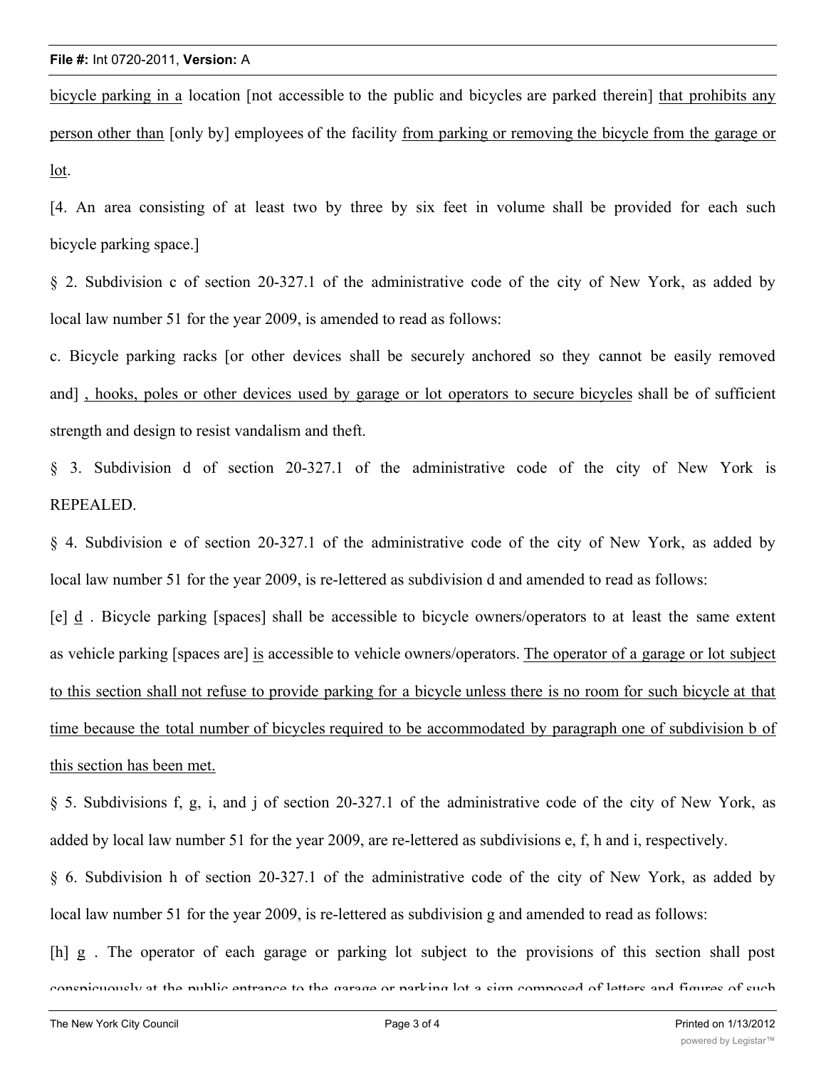bicycle parking in a location [not accessible to the public and bicycles are parked therein] that prohibits any person other than [only by] employees of the facility from parking or removing the bicycle from the garage or lot.

[4. An area consisting of at least two by three by six feet in volume shall be provided for each such bicycle parking space.]

§ 2. Subdivision c of section 20-327.1 of the administrative code of the city of New York, as added by local law number 51 for the year 2009, is amended to read as follows:

c. Bicycle parking racks [or other devices shall be securely anchored so they cannot be easily removed and] , hooks, poles or other devices used by garage or lot operators to secure bicycles shall be of sufficient strength and design to resist vandalism and theft.

§ 3. Subdivision d of section 20-327.1 of the administrative code of the city of New York is REPEALED.

§ 4. Subdivision e of section 20-327.1 of the administrative code of the city of New York, as added by local law number 51 for the year 2009, is re-lettered as subdivision d and amended to read as follows:

[e] d . Bicycle parking [spaces] shall be accessible to bicycle owners/operators to at least the same extent as vehicle parking [spaces are] is accessible to vehicle owners/operators. The operator of a garage or lot subject to this section shall not refuse to provide parking for a bicycle unless there is no room for such bicycle at that time because the total number of bicycles required to be accommodated by paragraph one of subdivision b of this section has been met.

§ 5. Subdivisions f, g, i, and j of section 20-327.1 of the administrative code of the city of New York, as added by local law number 51 for the year 2009, are re-lettered as subdivisions e, f, h and i, respectively.

§ 6. Subdivision h of section 20-327.1 of the administrative code of the city of New York, as added by local law number 51 for the year 2009, is re-lettered as subdivision g and amended to read as follows:

[h] g . The operator of each garage or parking lot subject to the provisions of this section shall post conspicuously at the public entrance to the garage or parking lot a sign composed of letters and figures of such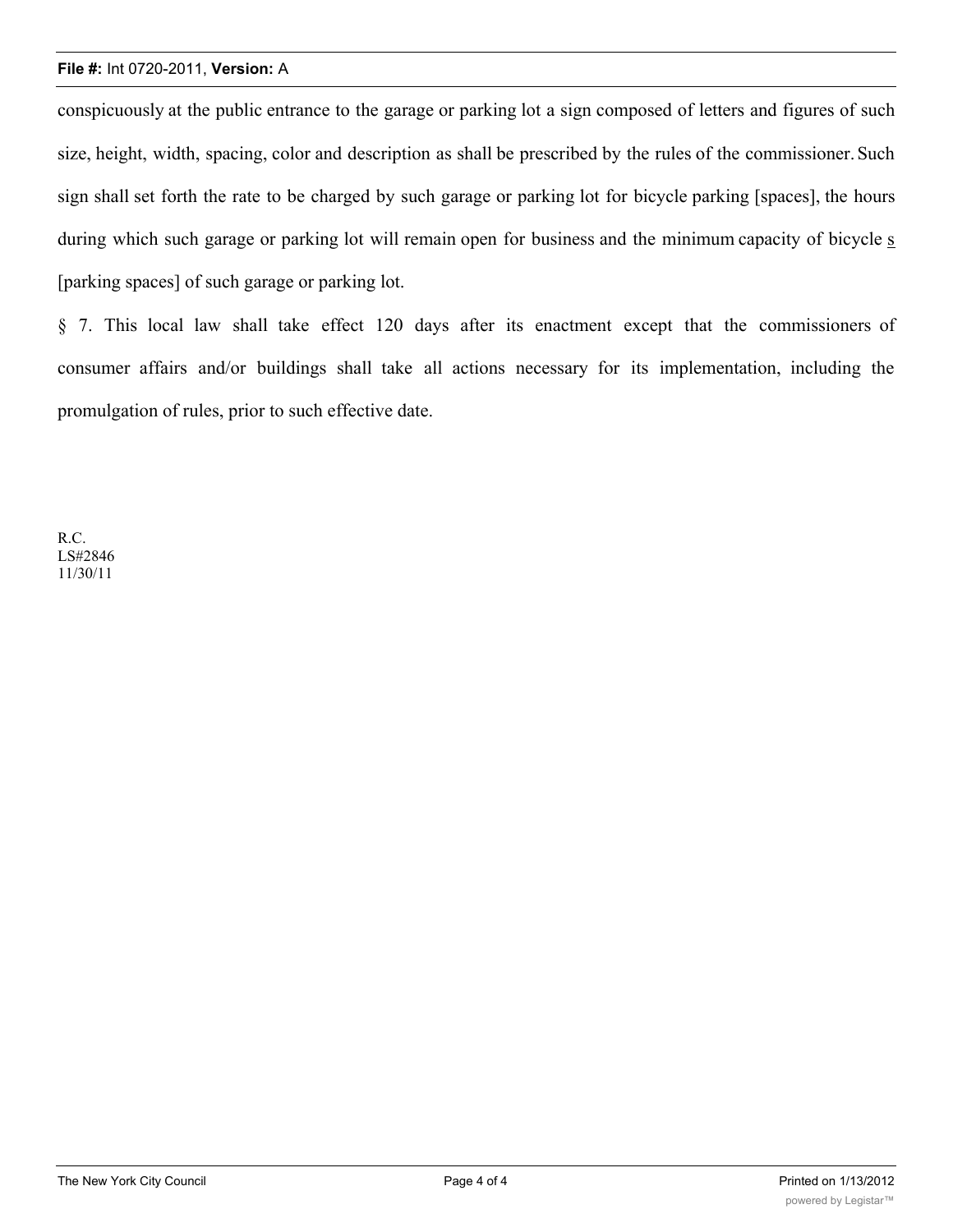conspicuously at the public entrance to the garage or parking lot a sign composed of letters and figures of such size, height, width, spacing, color and description as shall be prescribed by the rules of the commissioner. Such sign shall set forth the rate to be charged by such garage or parking lot for bicycle parking [spaces], the hours during which such garage or parking lot will remain open for business and the minimum capacity of bicycle s [parking spaces] of such garage or parking lot.

§ 7. This local law shall take effect 120 days after its enactment except that the commissioners of consumer affairs and/or buildings shall take all actions necessary for its implementation, including the promulgation of rules, prior to such effective date.

R.C.
LS#2846
11/30/11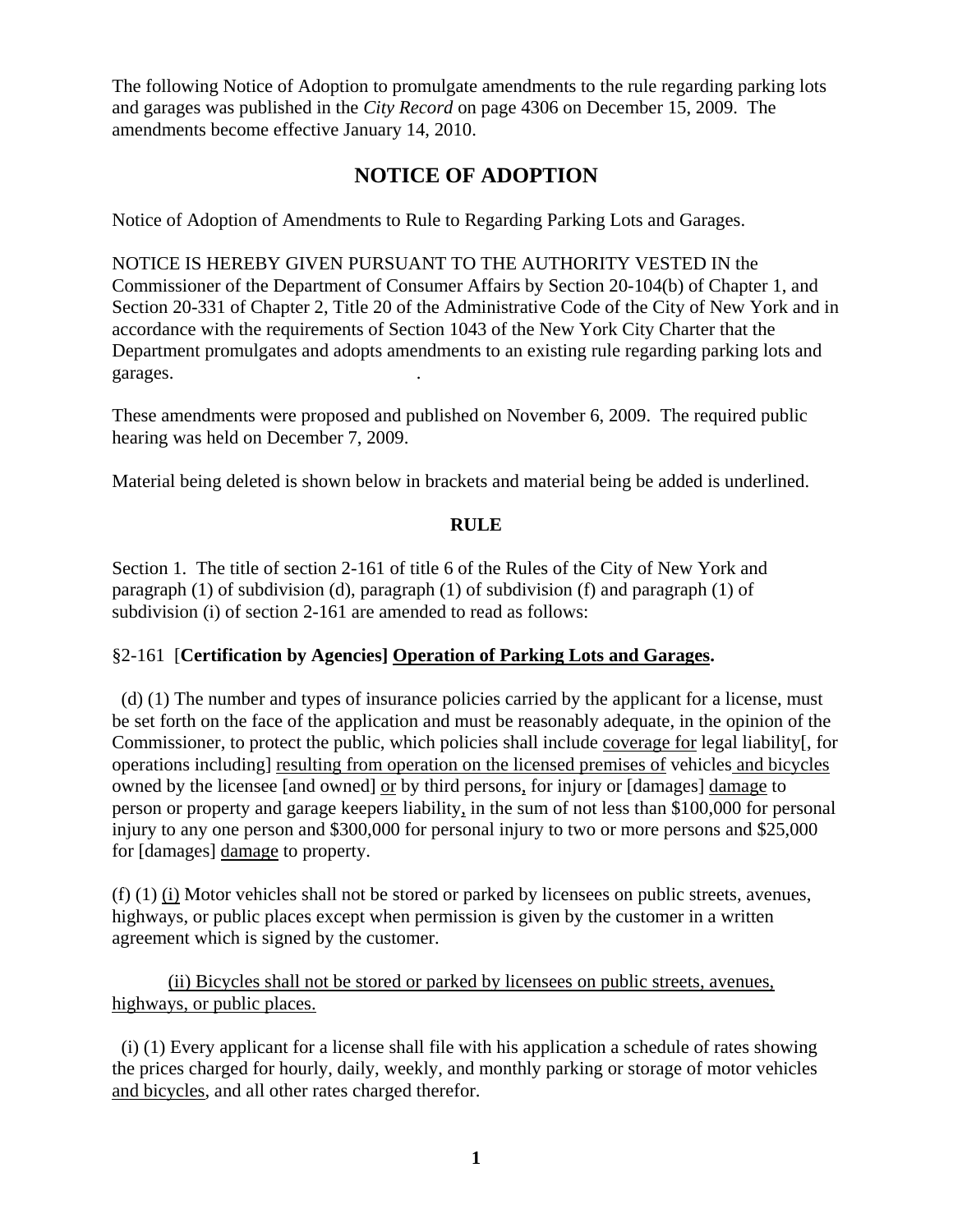The following Notice of Adoption to promulgate amendments to the rule regarding parking lots and garages was published in the *City Record* on page 4306 on December 15, 2009. The amendments become effective January 14, 2010.

## NOTICE OF ADOPTION

Notice of Adoption of Amendments to Rule to Regarding Parking Lots and Garages.

NOTICE IS HEREBY GIVEN PURSUANT TO THE AUTHORITY VESTED IN the Commissioner of the Department of Consumer Affairs by Section 20-104(b) of Chapter 1, and Section 20-331 of Chapter 2, Title 20 of the Administrative Code of the City of New York and in accordance with the requirements of Section 1043 of the New York City Charter that the Department promulgates and adopts amendments to an existing rule regarding parking lots and garages.

These amendments were proposed and published on November 6, 2009. The required public hearing was held on December 7, 2009.

Material being deleted is shown below in brackets and material being be added is underlined.

**RULE**

Section 1. The title of section 2-161 of title 6 of the Rules of the City of New York and paragraph (1) of subdivision (d), paragraph (1) of subdivision (f) and paragraph (1) of subdivision (i) of section 2-161 are amended to read as follows:

§2-161 [**Certification by Agencies]** <u>**Operation of Parking Lots and Garages**</u>**.**

(d) (1) The number and types of insurance policies carried by the applicant for a license, must be set forth on the face of the application and must be reasonably adequate, in the opinion of the Commissioner, to protect the public, which policies shall include <u>coverage for</u> legal liability[, for operations including] <u>resulting from operation on the licensed premises of</u> vehicles<u> and bicycles</u> owned by the licensee [and owned] <u>or</u> by third persons<u>,</u> for injury or [damages] <u>damage</u> to person or property and garage keepers liability<u>,</u> in the sum of not less than $100,000 for personal injury to any one person and $300,000 for personal injury to two or more persons and $25,000 for [damages] <u>damage</u> to property.

(f) (1) <u>(i)</u> Motor vehicles shall not be stored or parked by licensees on public streets, avenues, highways, or public places except when permission is given by the customer in a written agreement which is signed by the customer.

<u>(ii) Bicycles shall not be stored or parked by licensees on public streets, avenues, highways, or public places.</u>

(i) (1) Every applicant for a license shall file with his application a schedule of rates showing the prices charged for hourly, daily, weekly, and monthly parking or storage of motor vehicles <u>and bicycles</u>, and all other rates charged therefor.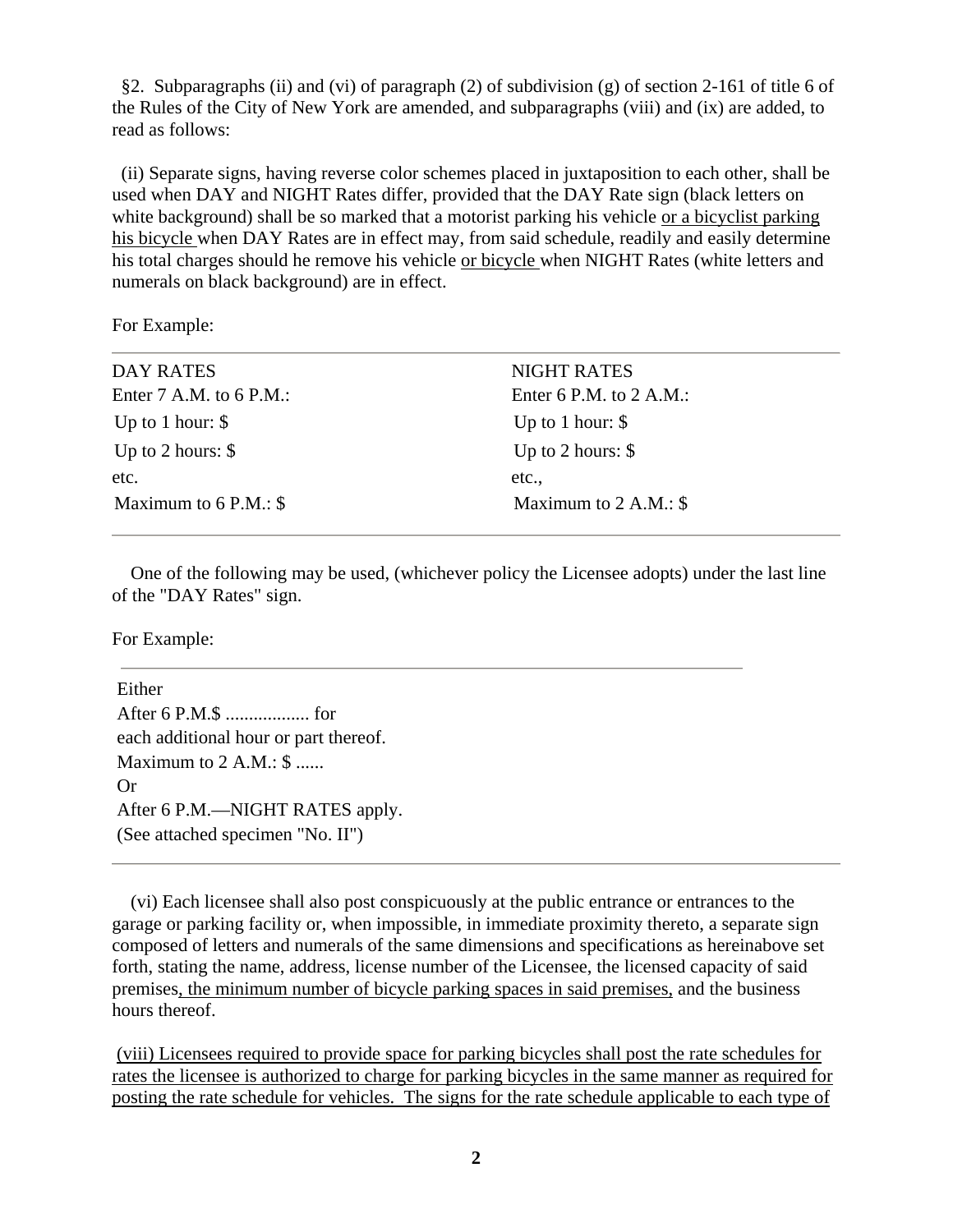§2. Subparagraphs (ii) and (vi) of paragraph (2) of subdivision (g) of section 2-161 of title 6 of the Rules of the City of New York are amended, and subparagraphs (viii) and (ix) are added, to read as follows:

(ii) Separate signs, having reverse color schemes placed in juxtaposition to each other, shall be used when DAY and NIGHT Rates differ, provided that the DAY Rate sign (black letters on white background) shall be so marked that a motorist parking his vehicle <u>or a bicyclist parking his bicycle</u> when DAY Rates are in effect may, from said schedule, readily and easily determine his total charges should he remove his vehicle <u>or bicycle</u> when NIGHT Rates (white letters and numerals on black background) are in effect.

For Example:

| DAY RATES | NIGHT RATES |
|---|---|
| Enter 7 A.M. to 6 P.M.: | Enter 6 P.M. to 2 A.M.: |
| Up to 1 hour: $ | Up to 1 hour: $ |
| Up to 2 hours: $ | Up to 2 hours: $ |
| etc. | etc., |
| Maximum to 6 P.M.: $ | Maximum to 2 A.M.: $ |

One of the following may be used, (whichever policy the Licensee adopts) under the last line of the "DAY Rates" sign.

For Example:

Either
After 6 P.M.$ .................. for
each additional hour or part thereof.
Maximum to 2 A.M.: $ ......
Or
After 6 P.M.—NIGHT RATES apply.
(See attached specimen "No. II")

(vi) Each licensee shall also post conspicuously at the public entrance or entrances to the garage or parking facility or, when impossible, in immediate proximity thereto, a separate sign composed of letters and numerals of the same dimensions and specifications as hereinabove set forth, stating the name, address, license number of the Licensee, the licensed capacity of said premises<u>, the minimum number of bicycle parking spaces in said premises,</u> and the business hours thereof.

<u>(viii) Licensees required to provide space for parking bicycles shall post the rate schedules for rates the licensee is authorized to charge for parking bicycles in the same manner as required for posting the rate schedule for vehicles. The signs for the rate schedule applicable to each type of</u>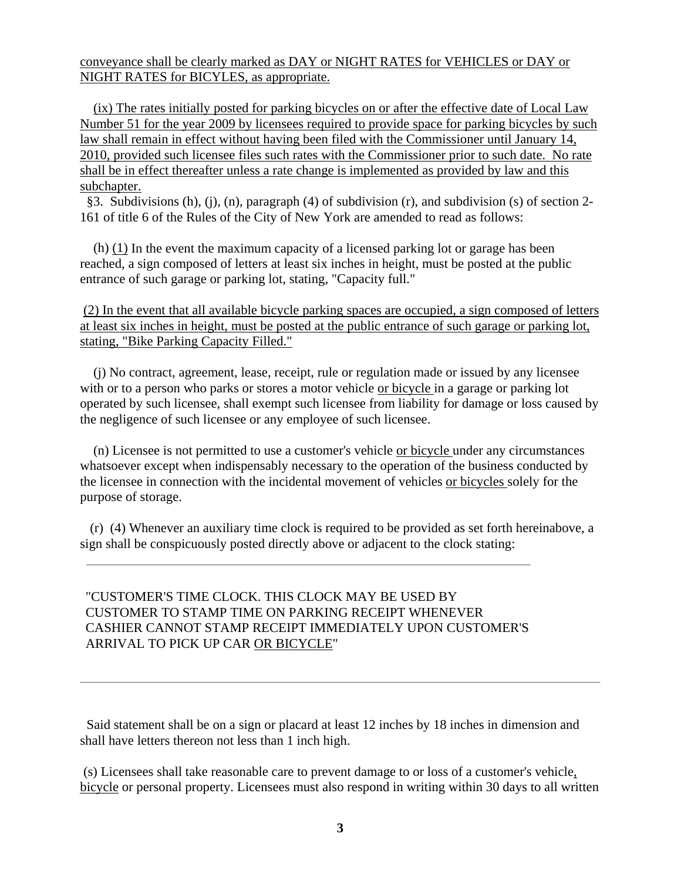conveyance shall be clearly marked as DAY or NIGHT RATES for VEHICLES or DAY or NIGHT RATES for BICYLES, as appropriate.

(ix) The rates initially posted for parking bicycles on or after the effective date of Local Law Number 51 for the year 2009 by licensees required to provide space for parking bicycles by such law shall remain in effect without having been filed with the Commissioner until January 14, 2010, provided such licensee files such rates with the Commissioner prior to such date. No rate shall be in effect thereafter unless a rate change is implemented as provided by law and this subchapter.

§3. Subdivisions (h), (j), (n), paragraph (4) of subdivision (r), and subdivision (s) of section 2-161 of title 6 of the Rules of the City of New York are amended to read as follows:

(h) (1) In the event the maximum capacity of a licensed parking lot or garage has been reached, a sign composed of letters at least six inches in height, must be posted at the public entrance of such garage or parking lot, stating, "Capacity full."

(2) In the event that all available bicycle parking spaces are occupied, a sign composed of letters at least six inches in height, must be posted at the public entrance of such garage or parking lot, stating, "Bike Parking Capacity Filled."

(j) No contract, agreement, lease, receipt, rule or regulation made or issued by any licensee with or to a person who parks or stores a motor vehicle or bicycle in a garage or parking lot operated by such licensee, shall exempt such licensee from liability for damage or loss caused by the negligence of such licensee or any employee of such licensee.

(n) Licensee is not permitted to use a customer's vehicle or bicycle under any circumstances whatsoever except when indispensably necessary to the operation of the business conducted by the licensee in connection with the incidental movement of vehicles or bicycles solely for the purpose of storage.

(r) (4) Whenever an auxiliary time clock is required to be provided as set forth hereinabove, a sign shall be conspicuously posted directly above or adjacent to the clock stating:

---

"CUSTOMER'S TIME CLOCK. THIS CLOCK MAY BE USED BY CUSTOMER TO STAMP TIME ON PARKING RECEIPT WHENEVER CASHIER CANNOT STAMP RECEIPT IMMEDIATELY UPON CUSTOMER'S ARRIVAL TO PICK UP CAR OR BICYCLE"

---

Said statement shall be on a sign or placard at least 12 inches by 18 inches in dimension and shall have letters thereon not less than 1 inch high.

(s) Licensees shall take reasonable care to prevent damage to or loss of a customer's vehicle, bicycle or personal property. Licensees must also respond in writing within 30 days to all written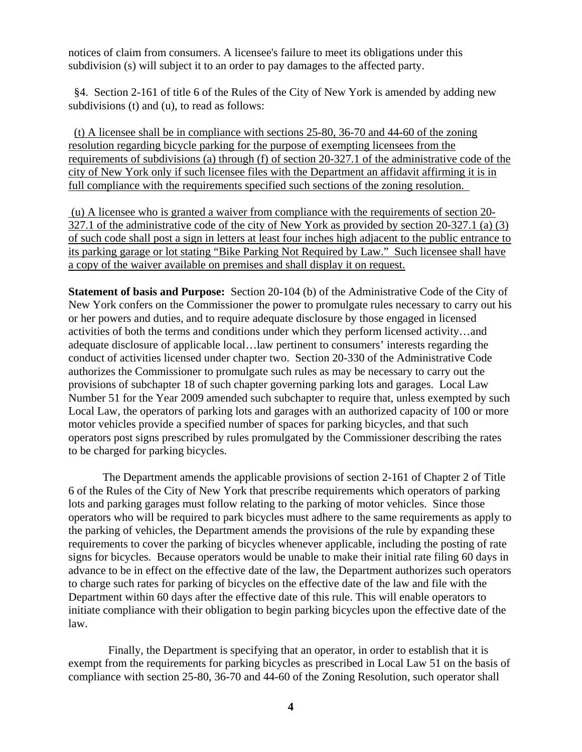notices of claim from consumers. A licensee's failure to meet its obligations under this subdivision (s) will subject it to an order to pay damages to the affected party.

§4. Section 2-161 of title 6 of the Rules of the City of New York is amended by adding new subdivisions (t) and (u), to read as follows:

<u>(t) A licensee shall be in compliance with sections 25-80, 36-70 and 44-60 of the zoning resolution regarding bicycle parking for the purpose of exempting licensees from the requirements of subdivisions (a) through (f) of section 20-327.1 of the administrative code of the city of New York only if such licensee files with the Department an affidavit affirming it is in full compliance with the requirements specified such sections of the zoning resolution.</u>

<u>(u) A licensee who is granted a waiver from compliance with the requirements of section 20-327.1 of the administrative code of the city of New York as provided by section 20-327.1 (a) (3) of such code shall post a sign in letters at least four inches high adjacent to the public entrance to its parking garage or lot stating "Bike Parking Not Required by Law." Such licensee shall have a copy of the waiver available on premises and shall display it on request.</u>

**Statement of basis and Purpose:** Section 20-104 (b) of the Administrative Code of the City of New York confers on the Commissioner the power to promulgate rules necessary to carry out his or her powers and duties, and to require adequate disclosure by those engaged in licensed activities of both the terms and conditions under which they perform licensed activity…and adequate disclosure of applicable local…law pertinent to consumers' interests regarding the conduct of activities licensed under chapter two. Section 20-330 of the Administrative Code authorizes the Commissioner to promulgate such rules as may be necessary to carry out the provisions of subchapter 18 of such chapter governing parking lots and garages. Local Law Number 51 for the Year 2009 amended such subchapter to require that, unless exempted by such Local Law, the operators of parking lots and garages with an authorized capacity of 100 or more motor vehicles provide a specified number of spaces for parking bicycles, and that such operators post signs prescribed by rules promulgated by the Commissioner describing the rates to be charged for parking bicycles.

The Department amends the applicable provisions of section 2-161 of Chapter 2 of Title 6 of the Rules of the City of New York that prescribe requirements which operators of parking lots and parking garages must follow relating to the parking of motor vehicles. Since those operators who will be required to park bicycles must adhere to the same requirements as apply to the parking of vehicles, the Department amends the provisions of the rule by expanding these requirements to cover the parking of bicycles whenever applicable, including the posting of rate signs for bicycles. Because operators would be unable to make their initial rate filing 60 days in advance to be in effect on the effective date of the law, the Department authorizes such operators to charge such rates for parking of bicycles on the effective date of the law and file with the Department within 60 days after the effective date of this rule. This will enable operators to initiate compliance with their obligation to begin parking bicycles upon the effective date of the law.

Finally, the Department is specifying that an operator, in order to establish that it is exempt from the requirements for parking bicycles as prescribed in Local Law 51 on the basis of compliance with section 25-80, 36-70 and 44-60 of the Zoning Resolution, such operator shall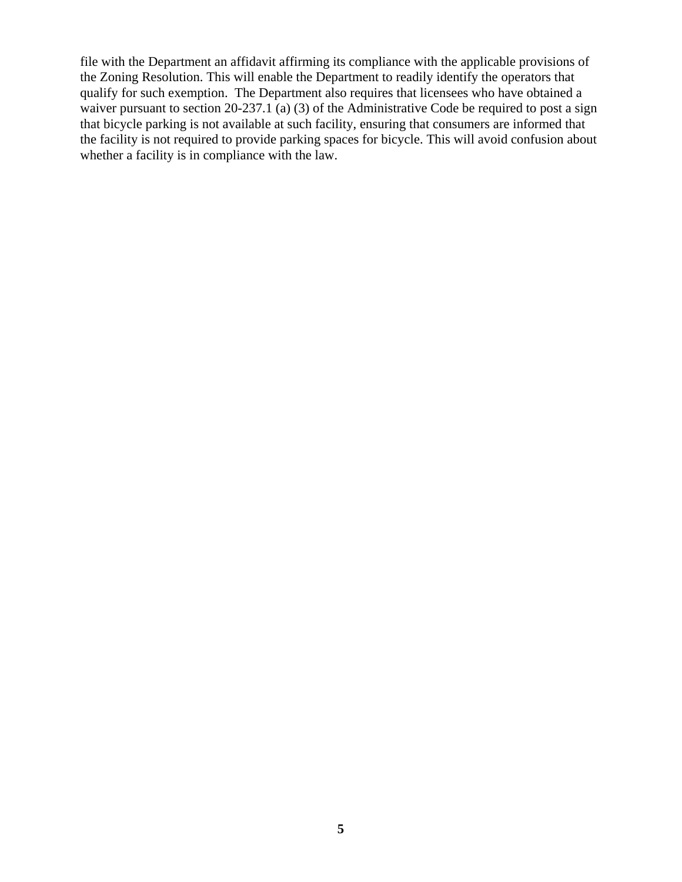file with the Department an affidavit affirming its compliance with the applicable provisions of the Zoning Resolution. This will enable the Department to readily identify the operators that qualify for such exemption.  The Department also requires that licensees who have obtained a waiver pursuant to section 20-237.1 (a) (3) of the Administrative Code be required to post a sign that bicycle parking is not available at such facility, ensuring that consumers are informed that the facility is not required to provide parking spaces for bicycle. This will avoid confusion about whether a facility is in compliance with the law.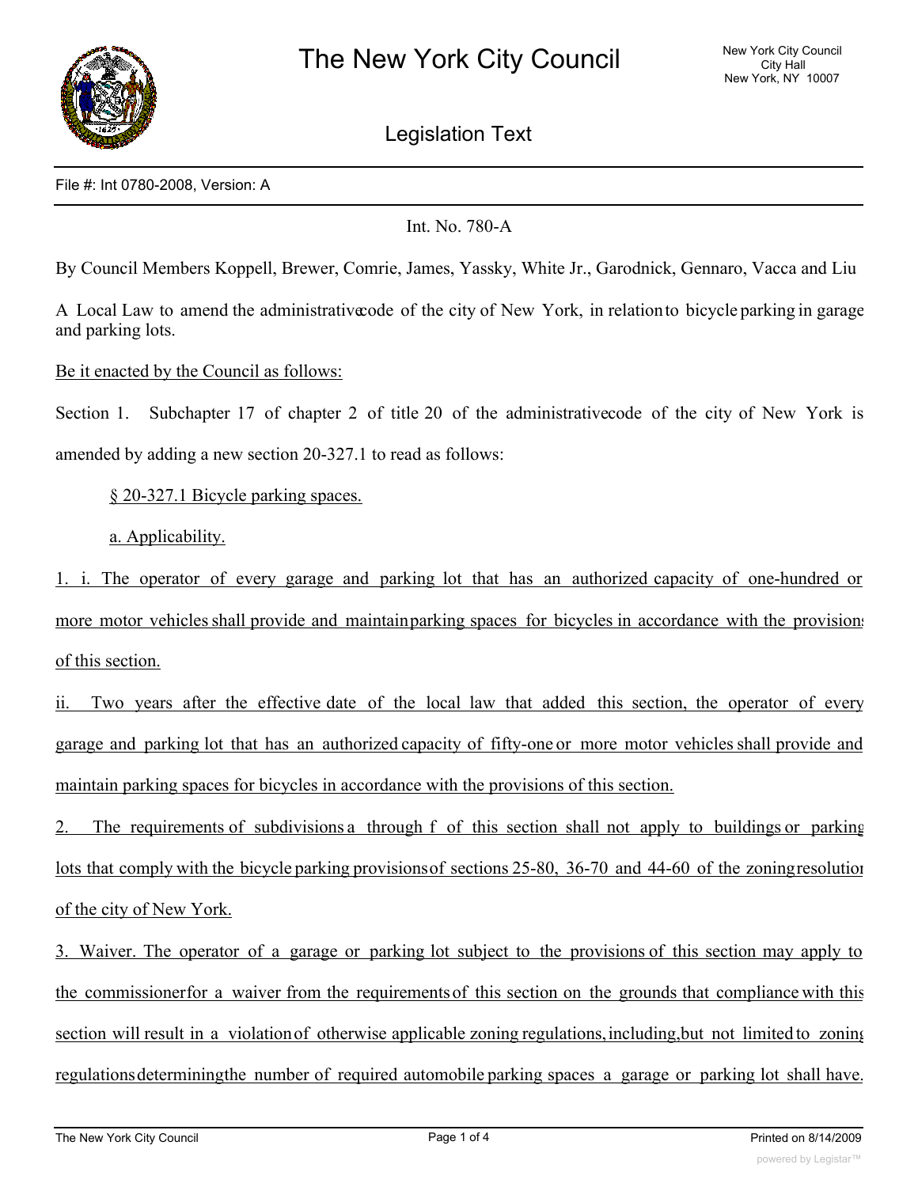# The New York City Council

## Legislation Text

File #: Int 0780-2008, Version: A

Int. No. 780-A

By Council Members Koppell, Brewer, Comrie, James, Yassky, White Jr., Garodnick, Gennaro, Vacca and Liu

A Local Law to amend the administrative code of the city of New York, in relation to bicycle parking in garages and parking lots.

Be it enacted by the Council as follows:

Section 1. Subchapter 17 of chapter 2 of title 20 of the administrative code of the city of New York is amended by adding a new section 20-327.1 to read as follows:

§ 20-327.1 Bicycle parking spaces.

a. Applicability.

1. i. The operator of every garage and parking lot that has an authorized capacity of one-hundred or more motor vehicles shall provide and maintain parking spaces for bicycles in accordance with the provisions of this section.

ii. Two years after the effective date of the local law that added this section, the operator of every garage and parking lot that has an authorized capacity of fifty-one or more motor vehicles shall provide and maintain parking spaces for bicycles in accordance with the provisions of this section.

2. The requirements of subdivisions a through f of this section shall not apply to buildings or parking lots that comply with the bicycle parking provisions of sections 25-80, 36-70 and 44-60 of the zoning resolution of the city of New York.

3. Waiver. The operator of a garage or parking lot subject to the provisions of this section may apply to the commissioner for a waiver from the requirements of this section on the grounds that compliance with this section will result in a violation of otherwise applicable zoning regulations, including, but not limited to zoning regulations determining the number of required automobile parking spaces a garage or parking lot shall have.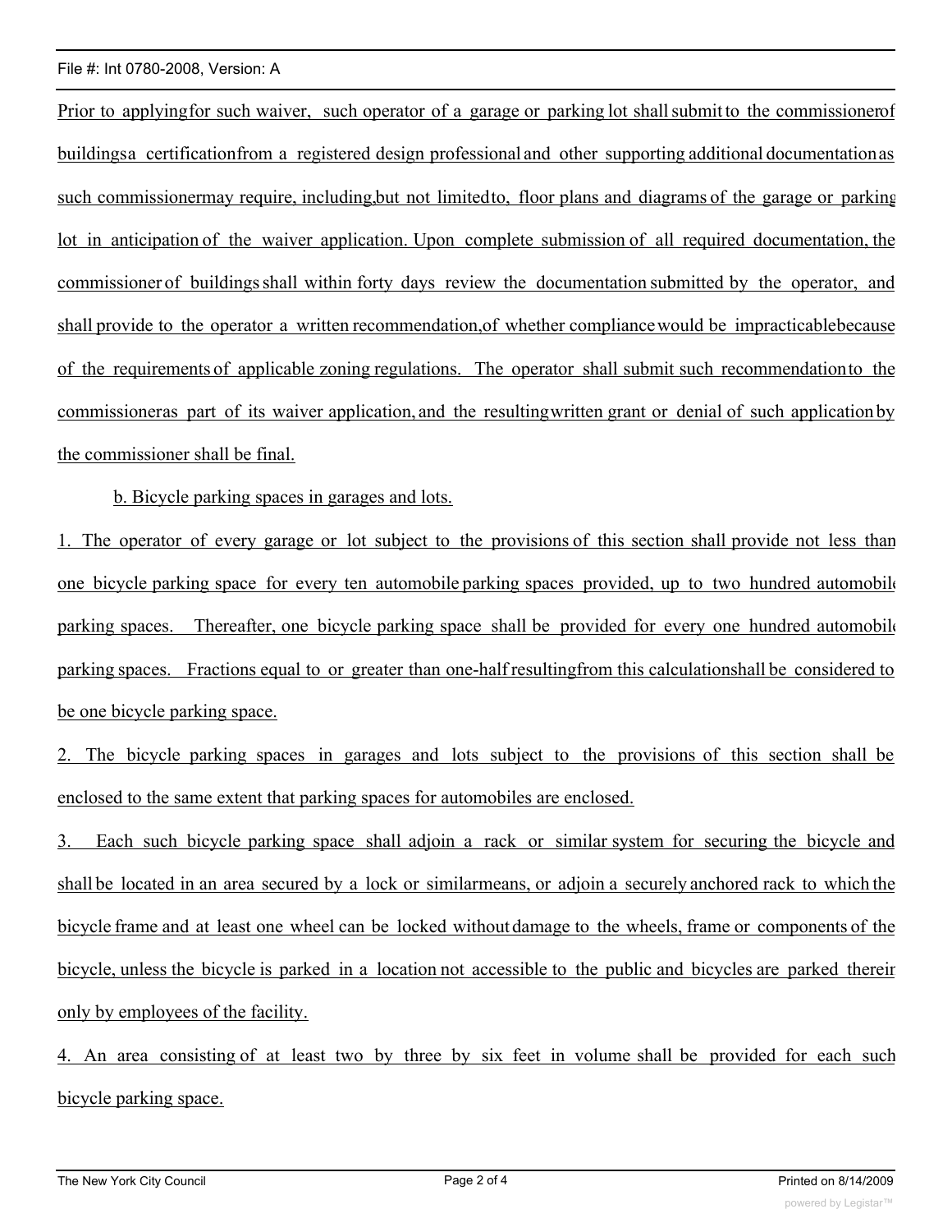Prior to applying for such waiver, such operator of a garage or parking lot shall submit to the commissioner of buildings a certification from a registered design professional and other supporting additional documentation as such commissioner may require, including, but not limited to, floor plans and diagrams of the garage or parking lot in anticipation of the waiver application. Upon complete submission of all required documentation, the commissioner of buildings shall within forty days review the documentation submitted by the operator, and shall provide to the operator a written recommendation, of whether compliance would be impracticable because of the requirements of applicable zoning regulations. The operator shall submit such recommendation to the commissioner as part of its waiver application, and the resulting written grant or denial of such application by the commissioner shall be final.

b. Bicycle parking spaces in garages and lots.

1. The operator of every garage or lot subject to the provisions of this section shall provide not less than one bicycle parking space for every ten automobile parking spaces provided, up to two hundred automobile parking spaces. Thereafter, one bicycle parking space shall be provided for every one hundred automobile parking spaces. Fractions equal to or greater than one-half resulting from this calculation shall be considered to be one bicycle parking space.

2. The bicycle parking spaces in garages and lots subject to the provisions of this section shall be enclosed to the same extent that parking spaces for automobiles are enclosed.

3. Each such bicycle parking space shall adjoin a rack or similar system for securing the bicycle and shall be located in an area secured by a lock or similar means, or adjoin a securely anchored rack to which the bicycle frame and at least one wheel can be locked without damage to the wheels, frame or components of the bicycle, unless the bicycle is parked in a location not accessible to the public and bicycles are parked therein only by employees of the facility.

4. An area consisting of at least two by three by six feet in volume shall be provided for each such bicycle parking space.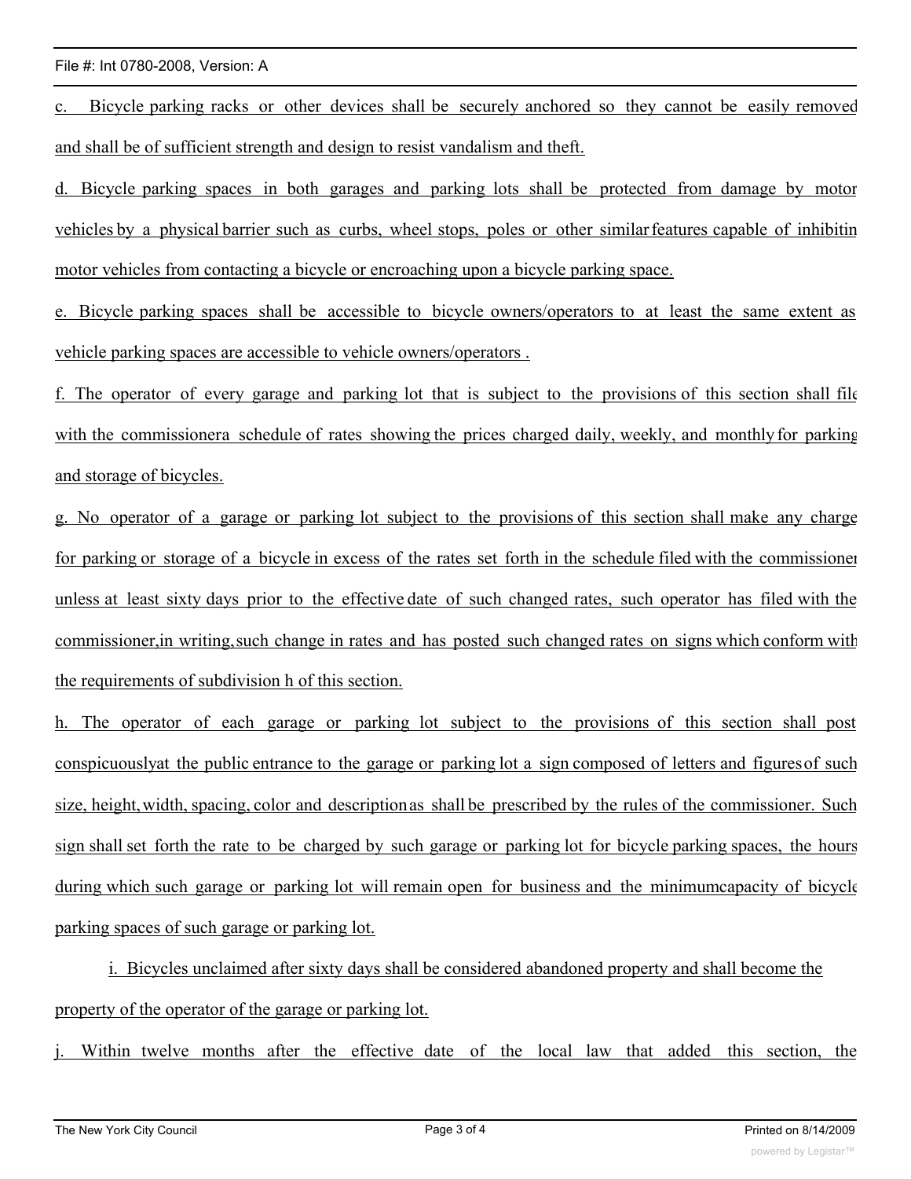c. Bicycle parking racks or other devices shall be securely anchored so they cannot be easily removed and shall be of sufficient strength and design to resist vandalism and theft.

d. Bicycle parking spaces in both garages and parking lots shall be protected from damage by motor vehicles by a physical barrier such as curbs, wheel stops, poles or other similar features capable of inhibiting motor vehicles from contacting a bicycle or encroaching upon a bicycle parking space.

e. Bicycle parking spaces shall be accessible to bicycle owners/operators to at least the same extent as vehicle parking spaces are accessible to vehicle owners/operators .

f. The operator of every garage and parking lot that is subject to the provisions of this section shall file with the commissionera schedule of rates showing the prices charged daily, weekly, and monthly for parking and storage of bicycles.

g. No operator of a garage or parking lot subject to the provisions of this section shall make any charge for parking or storage of a bicycle in excess of the rates set forth in the schedule filed with the commissioner unless at least sixty days prior to the effective date of such changed rates, such operator has filed with the commissioner,in writing,such change in rates and has posted such changed rates on signs which conform with the requirements of subdivision h of this section.

h. The operator of each garage or parking lot subject to the provisions of this section shall post conspicuouslyat the public entrance to the garage or parking lot a sign composed of letters and figuresof such size, height, width, spacing, color and descriptionas shall be prescribed by the rules of the commissioner. Such sign shall set forth the rate to be charged by such garage or parking lot for bicycle parking spaces, the hours during which such garage or parking lot will remain open for business and the minimumcapacity of bicycle parking spaces of such garage or parking lot.

i. Bicycles unclaimed after sixty days shall be considered abandoned property and shall become the property of the operator of the garage or parking lot.

j. Within twelve months after the effective date of the local law that added this section, the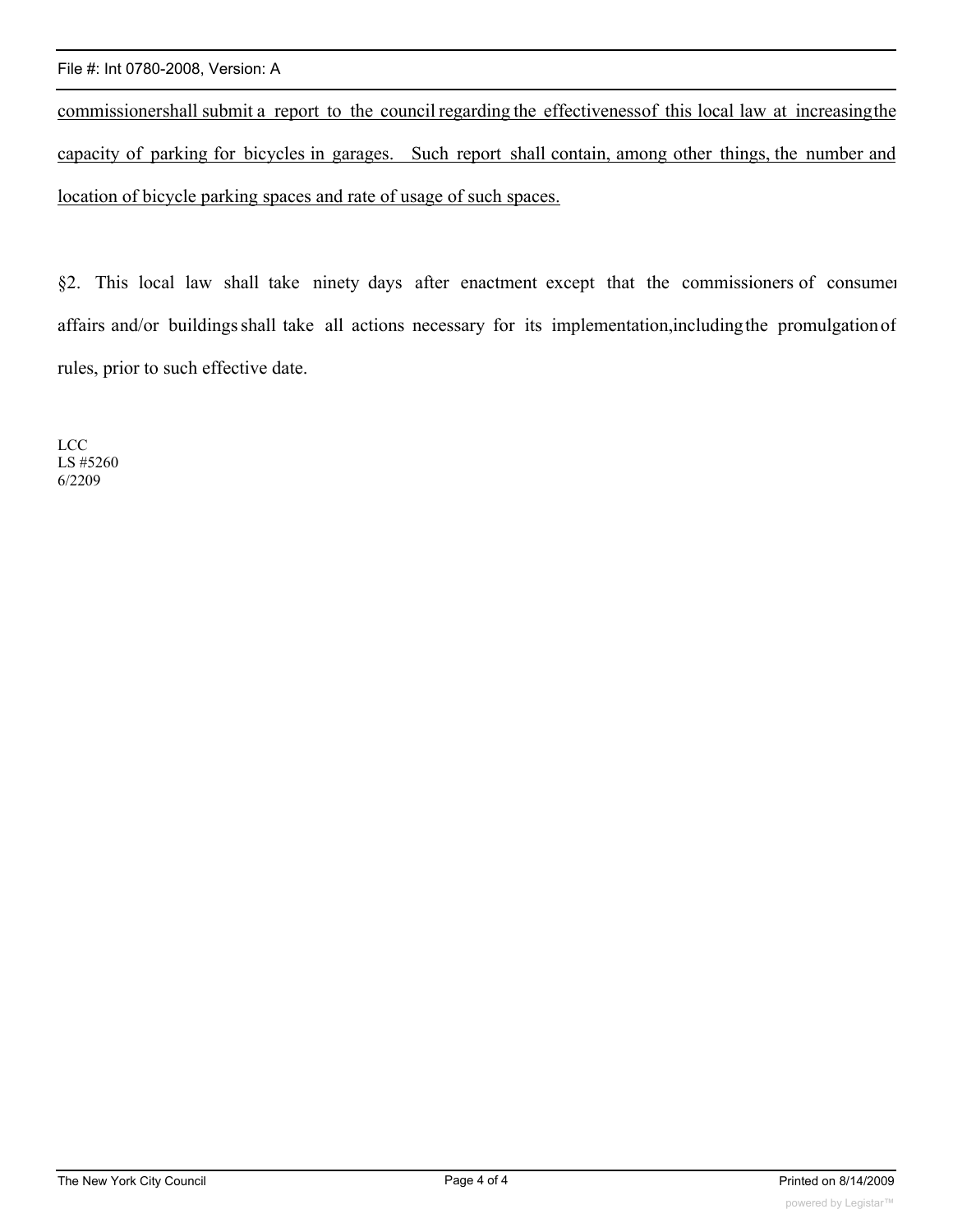commissionershall submit a report to the council regarding the effectivenessof this local law at increasingthe capacity of parking for bicycles in garages. Such report shall contain, among other things, the number and location of bicycle parking spaces and rate of usage of such spaces.

§2. This local law shall take ninety days after enactment except that the commissioners of consumer affairs and/or buildings shall take all actions necessary for its implementation,including the promulgation of rules, prior to such effective date.

LCC
LS #5260
6/2209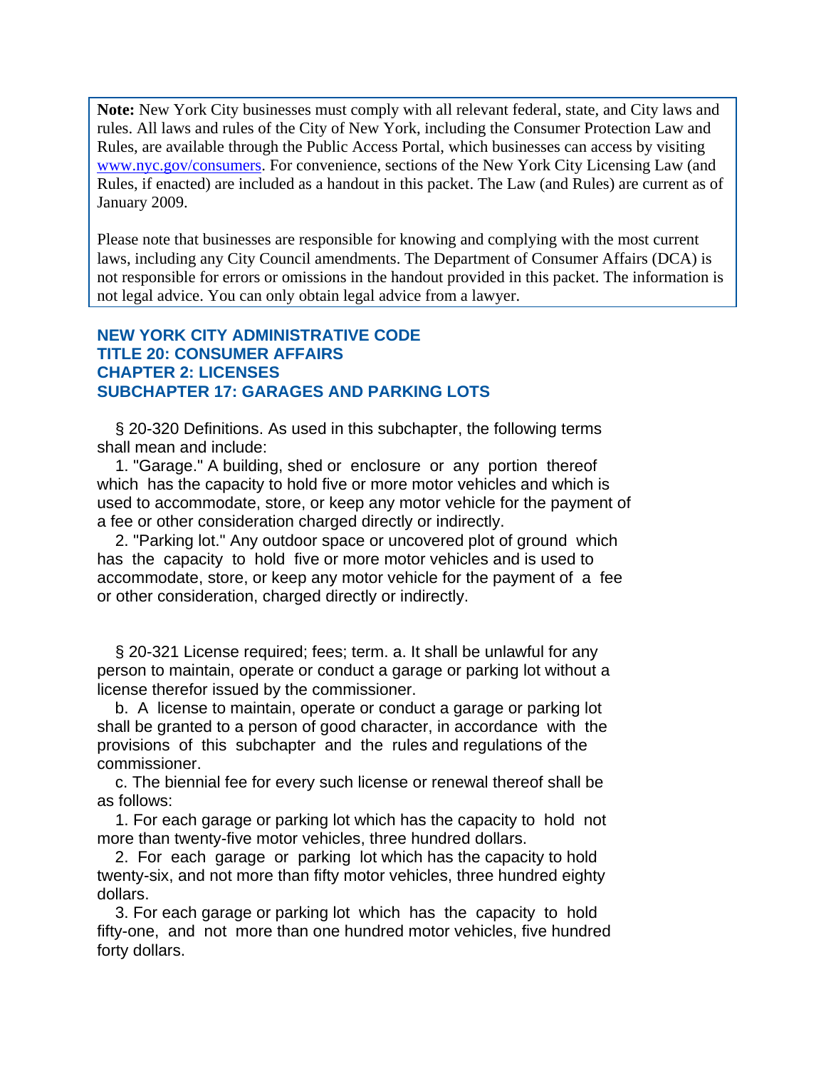**Note:** New York City businesses must comply with all relevant federal, state, and City laws and rules. All laws and rules of the City of New York, including the Consumer Protection Law and Rules, are available through the Public Access Portal, which businesses can access by visiting [www.nyc.gov/consumers](www.nyc.gov/consumers). For convenience, sections of the New York City Licensing Law (and Rules, if enacted) are included as a handout in this packet. The Law (and Rules) are current as of January 2009.

Please note that businesses are responsible for knowing and complying with the most current laws, including any City Council amendments. The Department of Consumer Affairs (DCA) is not responsible for errors or omissions in the handout provided in this packet. The information is not legal advice. You can only obtain legal advice from a lawyer.

## NEW YORK CITY ADMINISTRATIVE CODE
## TITLE 20: CONSUMER AFFAIRS
## CHAPTER 2: LICENSES
## SUBCHAPTER 17: GARAGES AND PARKING LOTS

§ 20-320 Definitions. As used in this subchapter, the following terms shall mean and include:

1. "Garage." A building, shed or enclosure or any portion thereof which has the capacity to hold five or more motor vehicles and which is used to accommodate, store, or keep any motor vehicle for the payment of a fee or other consideration charged directly or indirectly.

2. "Parking lot." Any outdoor space or uncovered plot of ground which has the capacity to hold five or more motor vehicles and is used to accommodate, store, or keep any motor vehicle for the payment of a fee or other consideration, charged directly or indirectly.

§ 20-321 License required; fees; term. a. It shall be unlawful for any person to maintain, operate or conduct a garage or parking lot without a license therefor issued by the commissioner.

b. A license to maintain, operate or conduct a garage or parking lot shall be granted to a person of good character, in accordance with the provisions of this subchapter and the rules and regulations of the commissioner.

c. The biennial fee for every such license or renewal thereof shall be as follows:

1. For each garage or parking lot which has the capacity to hold not more than twenty-five motor vehicles, three hundred dollars.

2. For each garage or parking lot which has the capacity to hold twenty-six, and not more than fifty motor vehicles, three hundred eighty dollars.

3. For each garage or parking lot which has the capacity to hold fifty-one, and not more than one hundred motor vehicles, five hundred forty dollars.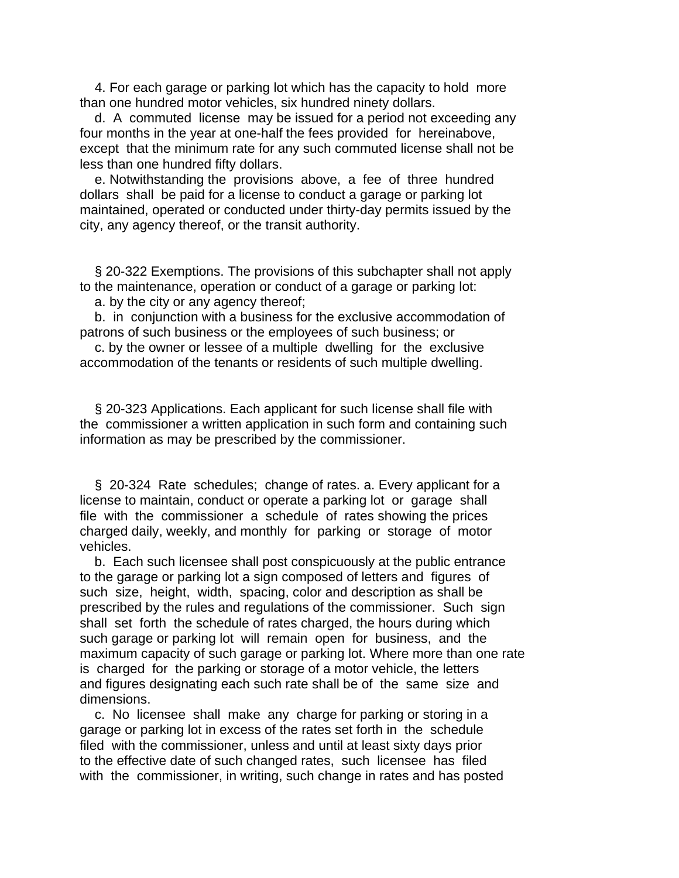4. For each garage or parking lot which has the capacity to hold more than one hundred motor vehicles, six hundred ninety dollars.

d. A commuted license may be issued for a period not exceeding any four months in the year at one-half the fees provided for hereinabove, except that the minimum rate for any such commuted license shall not be less than one hundred fifty dollars.

e. Notwithstanding the provisions above, a fee of three hundred dollars shall be paid for a license to conduct a garage or parking lot maintained, operated or conducted under thirty-day permits issued by the city, any agency thereof, or the transit authority.

§ 20-322 Exemptions. The provisions of this subchapter shall not apply to the maintenance, operation or conduct of a garage or parking lot:

a. by the city or any agency thereof;

b. in conjunction with a business for the exclusive accommodation of patrons of such business or the employees of such business; or

c. by the owner or lessee of a multiple dwelling for the exclusive accommodation of the tenants or residents of such multiple dwelling.

§ 20-323 Applications. Each applicant for such license shall file with the commissioner a written application in such form and containing such information as may be prescribed by the commissioner.

§ 20-324 Rate schedules; change of rates. a. Every applicant for a license to maintain, conduct or operate a parking lot or garage shall file with the commissioner a schedule of rates showing the prices charged daily, weekly, and monthly for parking or storage of motor vehicles.

b. Each such licensee shall post conspicuously at the public entrance to the garage or parking lot a sign composed of letters and figures of such size, height, width, spacing, color and description as shall be prescribed by the rules and regulations of the commissioner. Such sign shall set forth the schedule of rates charged, the hours during which such garage or parking lot will remain open for business, and the maximum capacity of such garage or parking lot. Where more than one rate is charged for the parking or storage of a motor vehicle, the letters and figures designating each such rate shall be of the same size and dimensions.

c. No licensee shall make any charge for parking or storing in a garage or parking lot in excess of the rates set forth in the schedule filed with the commissioner, unless and until at least sixty days prior to the effective date of such changed rates, such licensee has filed with the commissioner, in writing, such change in rates and has posted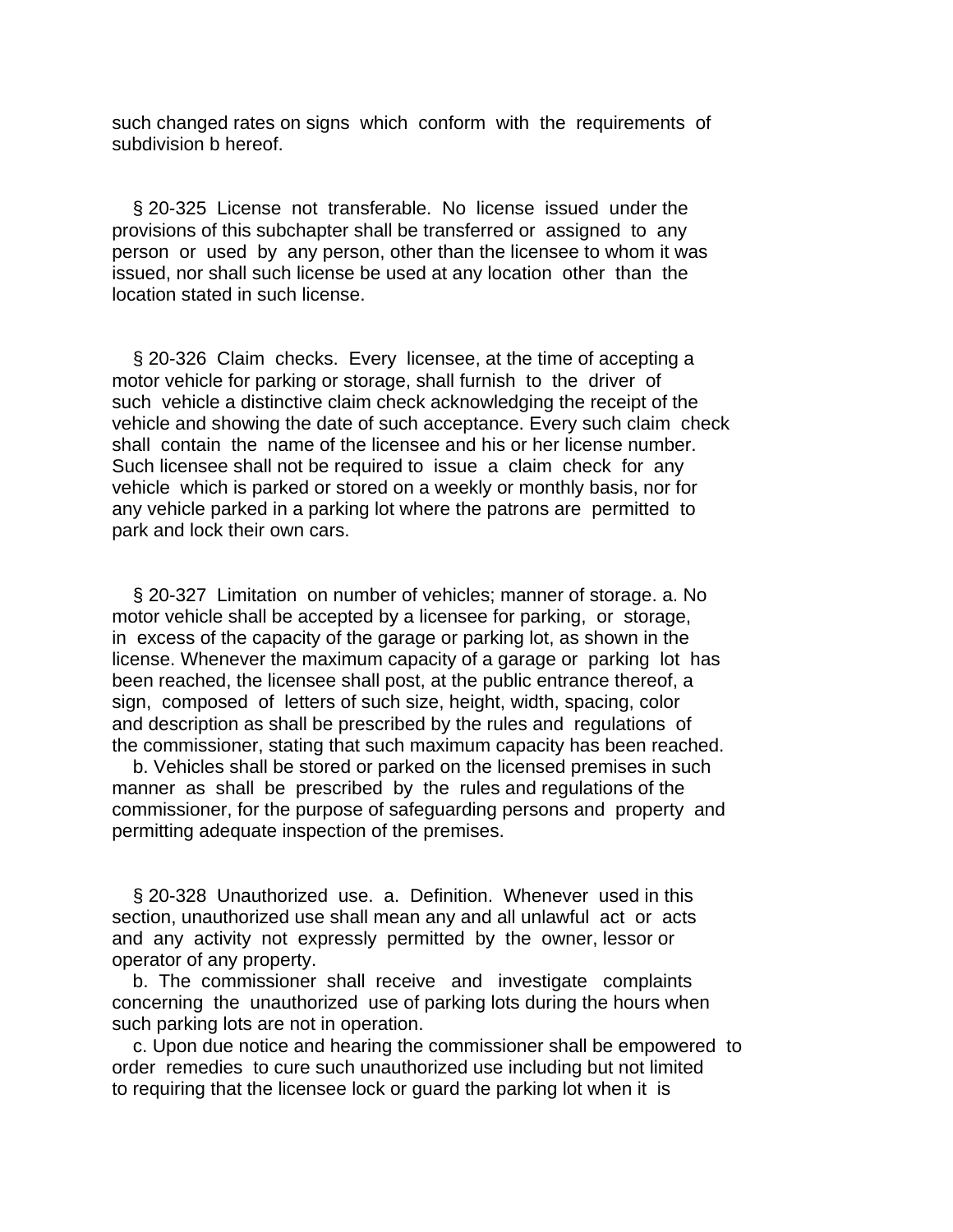such changed rates on signs which conform with the requirements of subdivision b hereof.

§ 20-325 License not transferable. No license issued under the provisions of this subchapter shall be transferred or assigned to any person or used by any person, other than the licensee to whom it was issued, nor shall such license be used at any location other than the location stated in such license.

§ 20-326 Claim checks. Every licensee, at the time of accepting a motor vehicle for parking or storage, shall furnish to the driver of such vehicle a distinctive claim check acknowledging the receipt of the vehicle and showing the date of such acceptance. Every such claim check shall contain the name of the licensee and his or her license number. Such licensee shall not be required to issue a claim check for any vehicle which is parked or stored on a weekly or monthly basis, nor for any vehicle parked in a parking lot where the patrons are permitted to park and lock their own cars.

§ 20-327 Limitation on number of vehicles; manner of storage. a. No motor vehicle shall be accepted by a licensee for parking, or storage, in excess of the capacity of the garage or parking lot, as shown in the license. Whenever the maximum capacity of a garage or parking lot has been reached, the licensee shall post, at the public entrance thereof, a sign, composed of letters of such size, height, width, spacing, color and description as shall be prescribed by the rules and regulations of the commissioner, stating that such maximum capacity has been reached.

b. Vehicles shall be stored or parked on the licensed premises in such manner as shall be prescribed by the rules and regulations of the commissioner, for the purpose of safeguarding persons and property and permitting adequate inspection of the premises.

§ 20-328 Unauthorized use. a. Definition. Whenever used in this section, unauthorized use shall mean any and all unlawful act or acts and any activity not expressly permitted by the owner, lessor or operator of any property.

b. The commissioner shall receive and investigate complaints concerning the unauthorized use of parking lots during the hours when such parking lots are not in operation.

c. Upon due notice and hearing the commissioner shall be empowered to order remedies to cure such unauthorized use including but not limited to requiring that the licensee lock or guard the parking lot when it is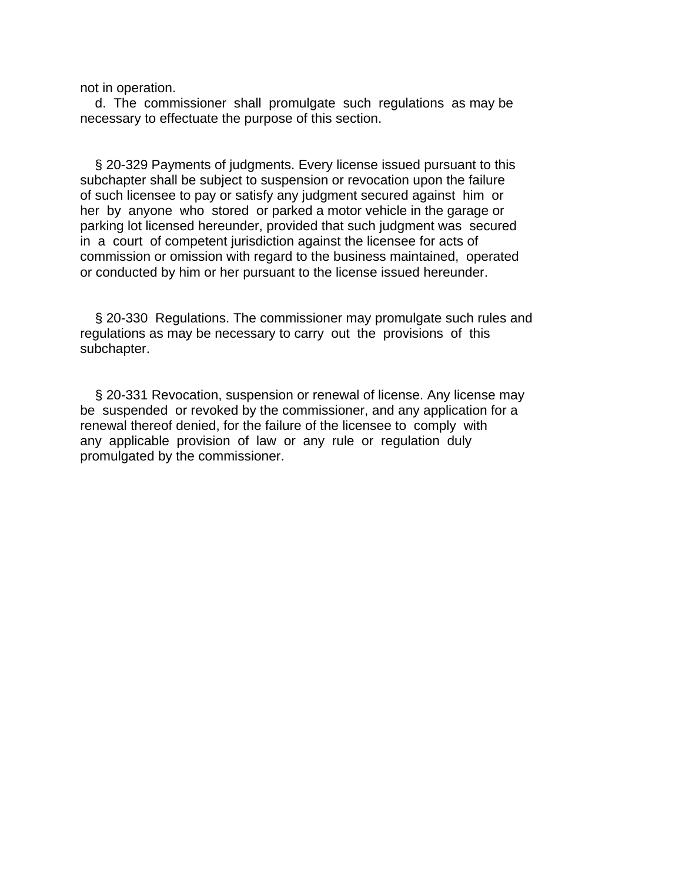not in operation.

d. The commissioner shall promulgate such regulations as may be necessary to effectuate the purpose of this section.

§ 20-329 Payments of judgments. Every license issued pursuant to this subchapter shall be subject to suspension or revocation upon the failure of such licensee to pay or satisfy any judgment secured against him or her by anyone who stored or parked a motor vehicle in the garage or parking lot licensed hereunder, provided that such judgment was secured in a court of competent jurisdiction against the licensee for acts of commission or omission with regard to the business maintained, operated or conducted by him or her pursuant to the license issued hereunder.

§ 20-330 Regulations. The commissioner may promulgate such rules and regulations as may be necessary to carry out the provisions of this subchapter.

§ 20-331 Revocation, suspension or renewal of license. Any license may be suspended or revoked by the commissioner, and any application for a renewal thereof denied, for the failure of the licensee to comply with any applicable provision of law or any rule or regulation duly promulgated by the commissioner.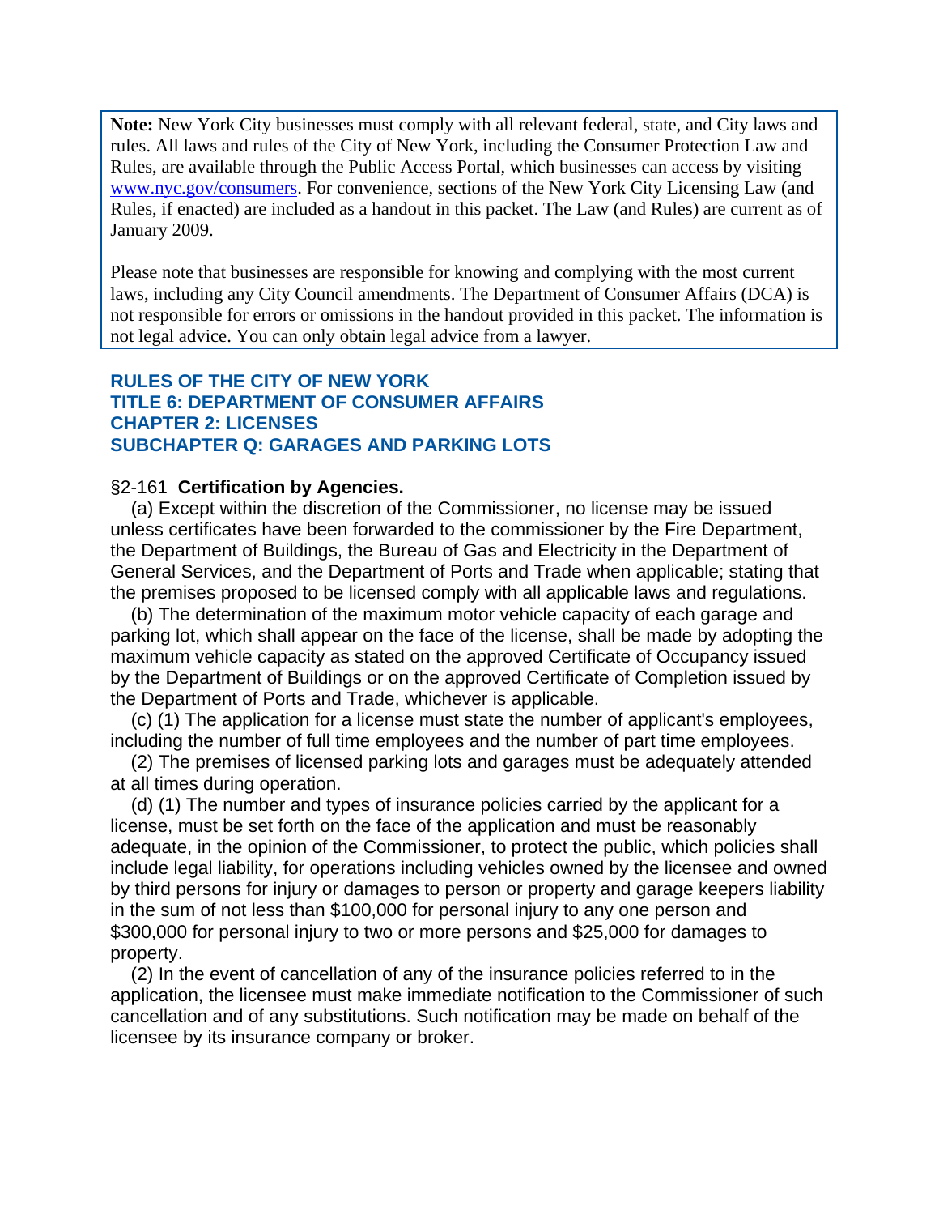**Note:** New York City businesses must comply with all relevant federal, state, and City laws and rules. All laws and rules of the City of New York, including the Consumer Protection Law and Rules, are available through the Public Access Portal, which businesses can access by visiting [www.nyc.gov/consumers](http://www.nyc.gov/consumers). For convenience, sections of the New York City Licensing Law (and Rules, if enacted) are included as a handout in this packet. The Law (and Rules) are current as of January 2009.

Please note that businesses are responsible for knowing and complying with the most current laws, including any City Council amendments. The Department of Consumer Affairs (DCA) is not responsible for errors or omissions in the handout provided in this packet. The information is not legal advice. You can only obtain legal advice from a lawyer.

## RULES OF THE CITY OF NEW YORK
## TITLE 6: DEPARTMENT OF CONSUMER AFFAIRS
## CHAPTER 2: LICENSES
## SUBCHAPTER Q: GARAGES AND PARKING LOTS

### §2-161 Certification by Agencies.

(a) Except within the discretion of the Commissioner, no license may be issued unless certificates have been forwarded to the commissioner by the Fire Department, the Department of Buildings, the Bureau of Gas and Electricity in the Department of General Services, and the Department of Ports and Trade when applicable; stating that the premises proposed to be licensed comply with all applicable laws and regulations.

(b) The determination of the maximum motor vehicle capacity of each garage and parking lot, which shall appear on the face of the license, shall be made by adopting the maximum vehicle capacity as stated on the approved Certificate of Occupancy issued by the Department of Buildings or on the approved Certificate of Completion issued by the Department of Ports and Trade, whichever is applicable.

(c) (1) The application for a license must state the number of applicant's employees, including the number of full time employees and the number of part time employees.

(2) The premises of licensed parking lots and garages must be adequately attended at all times during operation.

(d) (1) The number and types of insurance policies carried by the applicant for a license, must be set forth on the face of the application and must be reasonably adequate, in the opinion of the Commissioner, to protect the public, which policies shall include legal liability, for operations including vehicles owned by the licensee and owned by third persons for injury or damages to person or property and garage keepers liability in the sum of not less than $100,000 for personal injury to any one person and $300,000 for personal injury to two or more persons and $25,000 for damages to property.

(2) In the event of cancellation of any of the insurance policies referred to in the application, the licensee must make immediate notification to the Commissioner of such cancellation and of any substitutions. Such notification may be made on behalf of the licensee by its insurance company or broker.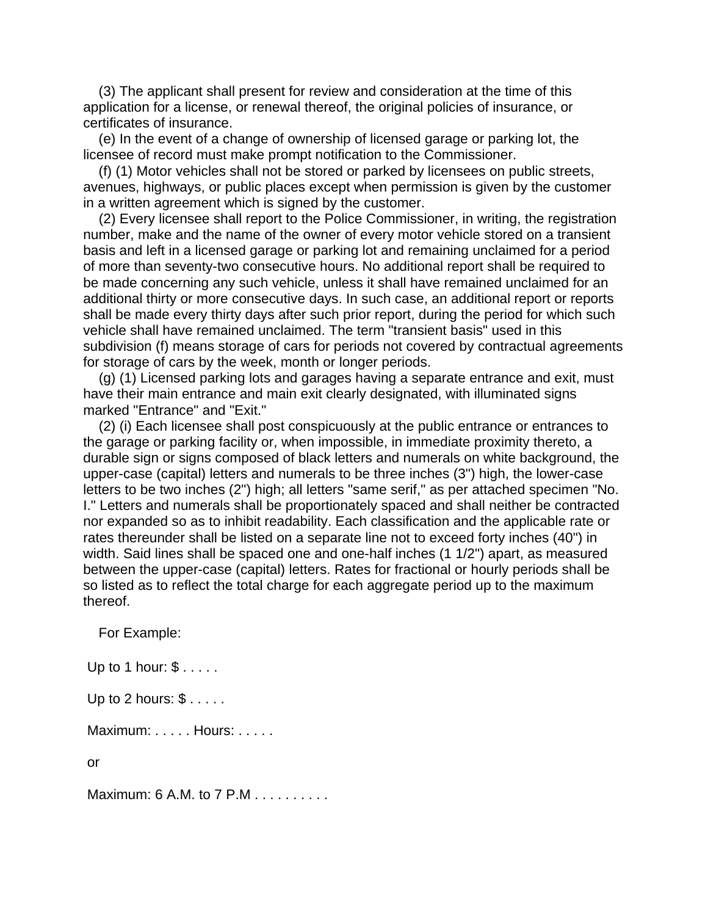(3) The applicant shall present for review and consideration at the time of this application for a license, or renewal thereof, the original policies of insurance, or certificates of insurance.

(e) In the event of a change of ownership of licensed garage or parking lot, the licensee of record must make prompt notification to the Commissioner.

(f) (1) Motor vehicles shall not be stored or parked by licensees on public streets, avenues, highways, or public places except when permission is given by the customer in a written agreement which is signed by the customer.

(2) Every licensee shall report to the Police Commissioner, in writing, the registration number, make and the name of the owner of every motor vehicle stored on a transient basis and left in a licensed garage or parking lot and remaining unclaimed for a period of more than seventy-two consecutive hours. No additional report shall be required to be made concerning any such vehicle, unless it shall have remained unclaimed for an additional thirty or more consecutive days. In such case, an additional report or reports shall be made every thirty days after such prior report, during the period for which such vehicle shall have remained unclaimed. The term "transient basis" used in this subdivision (f) means storage of cars for periods not covered by contractual agreements for storage of cars by the week, month or longer periods.

(g) (1) Licensed parking lots and garages having a separate entrance and exit, must have their main entrance and main exit clearly designated, with illuminated signs marked "Entrance" and "Exit."

(2) (i) Each licensee shall post conspicuously at the public entrance or entrances to the garage or parking facility or, when impossible, in immediate proximity thereto, a durable sign or signs composed of black letters and numerals on white background, the upper-case (capital) letters and numerals to be three inches (3") high, the lower-case letters to be two inches (2") high; all letters "same serif," as per attached specimen "No. I." Letters and numerals shall be proportionately spaced and shall neither be contracted nor expanded so as to inhibit readability. Each classification and the applicable rate or rates thereunder shall be listed on a separate line not to exceed forty inches (40") in width. Said lines shall be spaced one and one-half inches (1 1/2") apart, as measured between the upper-case (capital) letters. Rates for fractional or hourly periods shall be so listed as to reflect the total charge for each aggregate period up to the maximum thereof.

For Example:

Up to 1 hour: $ . . . . .

Up to 2 hours: $ . . . . .

Maximum: . . . . . Hours: . . . . .

or

Maximum: 6 A.M. to 7 P.M . . . . . . . . . .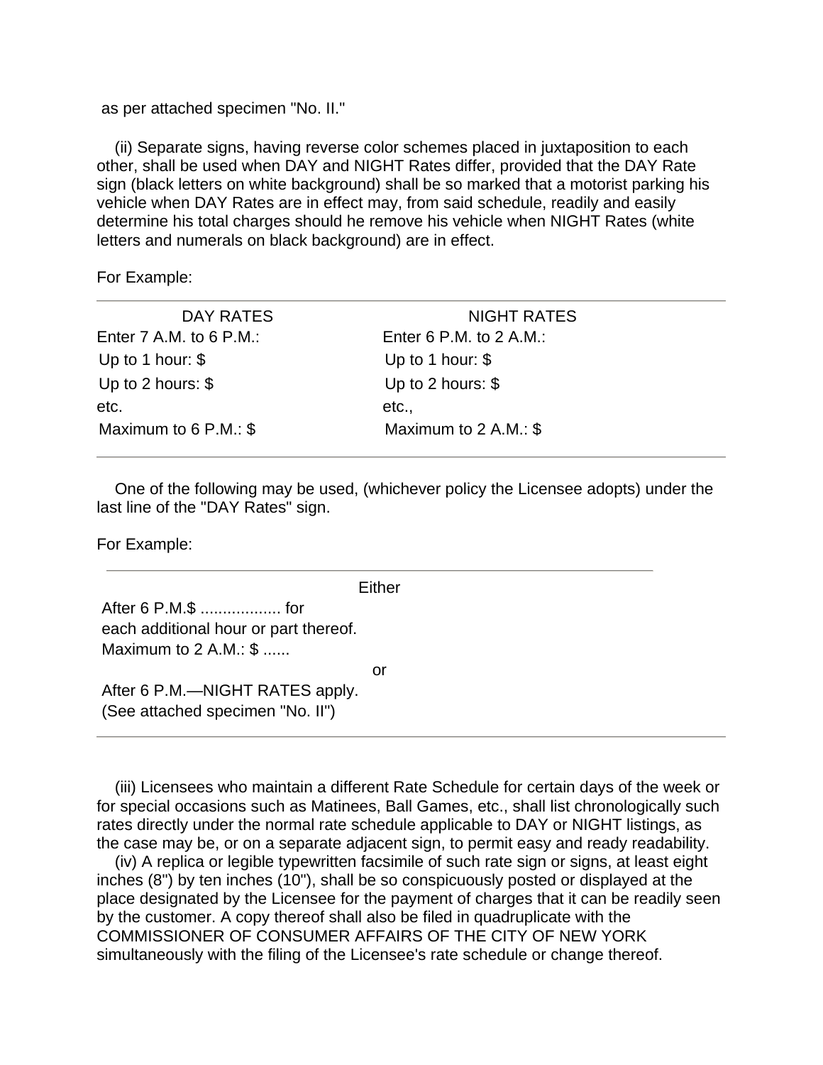as per attached specimen "No. II."

(ii) Separate signs, having reverse color schemes placed in juxtaposition to each other, shall be used when DAY and NIGHT Rates differ, provided that the DAY Rate sign (black letters on white background) shall be so marked that a motorist parking his vehicle when DAY Rates are in effect may, from said schedule, readily and easily determine his total charges should he remove his vehicle when NIGHT Rates (white letters and numerals on black background) are in effect.

For Example:

| DAY RATES | NIGHT RATES |
| --- | --- |
| Enter 7 A.M. to 6 P.M.: | Enter 6 P.M. to 2 A.M.: |
| Up to 1 hour: $ | Up to 1 hour: $ |
| Up to 2 hours: $ | Up to 2 hours: $ |
| etc. | etc., |
| Maximum to 6 P.M.: $ | Maximum to 2 A.M.: $ |

One of the following may be used, (whichever policy the Licensee adopts) under the last line of the "DAY Rates" sign.

For Example:

---

Either

After 6 P.M.$ .................. for
each additional hour or part thereof.
Maximum to 2 A.M.: $ ......

or

After 6 P.M.—NIGHT RATES apply.
(See attached specimen "No. II")

---

(iii) Licensees who maintain a different Rate Schedule for certain days of the week or for special occasions such as Matinees, Ball Games, etc., shall list chronologically such rates directly under the normal rate schedule applicable to DAY or NIGHT listings, as the case may be, or on a separate adjacent sign, to permit easy and ready readability.

(iv) A replica or legible typewritten facsimile of such rate sign or signs, at least eight inches (8") by ten inches (10"), shall be so conspicuously posted or displayed at the place designated by the Licensee for the payment of charges that it can be readily seen by the customer. A copy thereof shall also be filed in quadruplicate with the COMMISSIONER OF CONSUMER AFFAIRS OF THE CITY OF NEW YORK simultaneously with the filing of the Licensee's rate schedule or change thereof.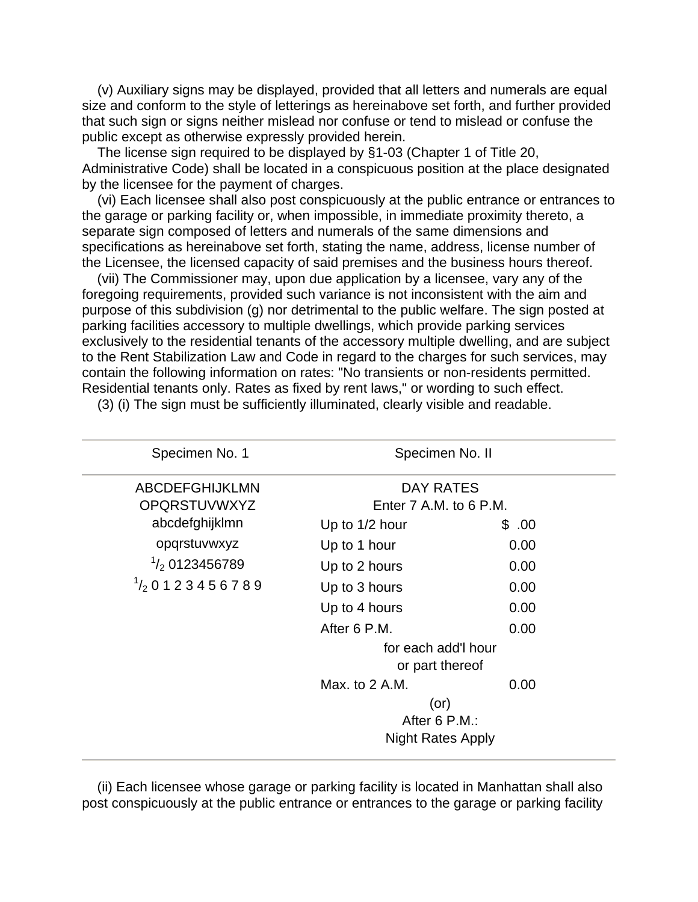(v) Auxiliary signs may be displayed, provided that all letters and numerals are equal size and conform to the style of letterings as hereinabove set forth, and further provided that such sign or signs neither mislead nor confuse or tend to mislead or confuse the public except as otherwise expressly provided herein.

The license sign required to be displayed by §1-03 (Chapter 1 of Title 20, Administrative Code) shall be located in a conspicuous position at the place designated by the licensee for the payment of charges.

(vi) Each licensee shall also post conspicuously at the public entrance or entrances to the garage or parking facility or, when impossible, in immediate proximity thereto, a separate sign composed of letters and numerals of the same dimensions and specifications as hereinabove set forth, stating the name, address, license number of the Licensee, the licensed capacity of said premises and the business hours thereof.

(vii) The Commissioner may, upon due application by a licensee, vary any of the foregoing requirements, provided such variance is not inconsistent with the aim and purpose of this subdivision (g) nor detrimental to the public welfare. The sign posted at parking facilities accessory to multiple dwellings, which provide parking services exclusively to the residential tenants of the accessory multiple dwelling, and are subject to the Rent Stabilization Law and Code in regard to the charges for such services, may contain the following information on rates: "No transients or non-residents permitted. Residential tenants only. Rates as fixed by rent laws," or wording to such effect.

(3) (i) The sign must be sufficiently illuminated, clearly visible and readable.

| Specimen No. 1 | Specimen No. II | |
|---|---|---|
| ABCDEFGHIJKLMN | DAY RATES | |
| OPQRSTUVWXYZ | Enter 7 A.M. to 6 P.M. | |
| abcdefghijklmn | Up to 1/2 hour | $ .00 |
| opqrstuvwxyz | Up to 1 hour | 0.00 |
| $^1/_2$ 0123456789 | Up to 2 hours | 0.00 |
| $^1/_2$ 0 1 2 3 4 5 6 7 8 9 | Up to 3 hours | 0.00 |
| | Up to 4 hours | 0.00 |
| | After 6 P.M. | 0.00 |
| | for each add'l hour or part thereof | |
| | Max. to 2 A.M. | 0.00 |
| | (or) | |
| | After 6 P.M.: Night Rates Apply | |

(ii) Each licensee whose garage or parking facility is located in Manhattan shall also post conspicuously at the public entrance or entrances to the garage or parking facility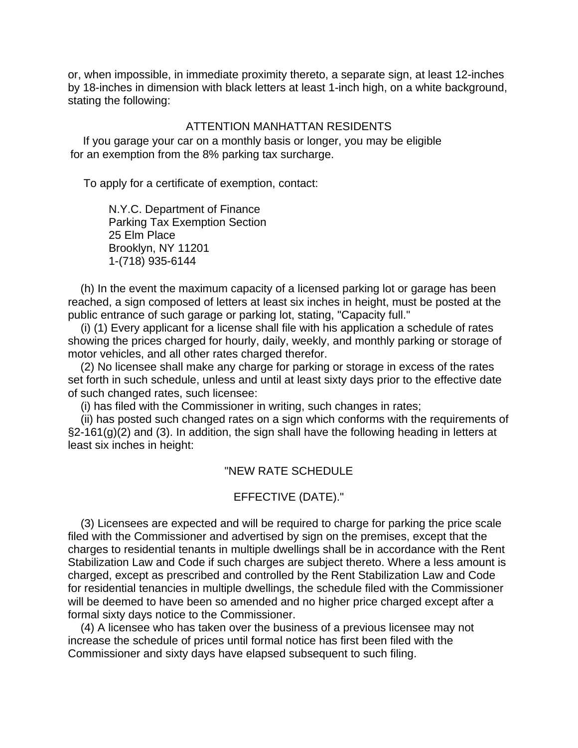or, when impossible, in immediate proximity thereto, a separate sign, at least 12-inches by 18-inches in dimension with black letters at least 1-inch high, on a white background, stating the following:

ATTENTION MANHATTAN RESIDENTS

If you garage your car on a monthly basis or longer, you may be eligible for an exemption from the 8% parking tax surcharge.

To apply for a certificate of exemption, contact:

N.Y.C. Department of Finance
Parking Tax Exemption Section
25 Elm Place
Brooklyn, NY 11201
1-(718) 935-6144

(h) In the event the maximum capacity of a licensed parking lot or garage has been reached, a sign composed of letters at least six inches in height, must be posted at the public entrance of such garage or parking lot, stating, "Capacity full."

(i) (1) Every applicant for a license shall file with his application a schedule of rates showing the prices charged for hourly, daily, weekly, and monthly parking or storage of motor vehicles, and all other rates charged therefor.

(2) No licensee shall make any charge for parking or storage in excess of the rates set forth in such schedule, unless and until at least sixty days prior to the effective date of such changed rates, such licensee:

(i) has filed with the Commissioner in writing, such changes in rates;

(ii) has posted such changed rates on a sign which conforms with the requirements of §2-161(g)(2) and (3). In addition, the sign shall have the following heading in letters at least six inches in height:

"NEW RATE SCHEDULE

EFFECTIVE (DATE)."

(3) Licensees are expected and will be required to charge for parking the price scale filed with the Commissioner and advertised by sign on the premises, except that the charges to residential tenants in multiple dwellings shall be in accordance with the Rent Stabilization Law and Code if such charges are subject thereto. Where a less amount is charged, except as prescribed and controlled by the Rent Stabilization Law and Code for residential tenancies in multiple dwellings, the schedule filed with the Commissioner will be deemed to have been so amended and no higher price charged except after a formal sixty days notice to the Commissioner.

(4) A licensee who has taken over the business of a previous licensee may not increase the schedule of prices until formal notice has first been filed with the Commissioner and sixty days have elapsed subsequent to such filing.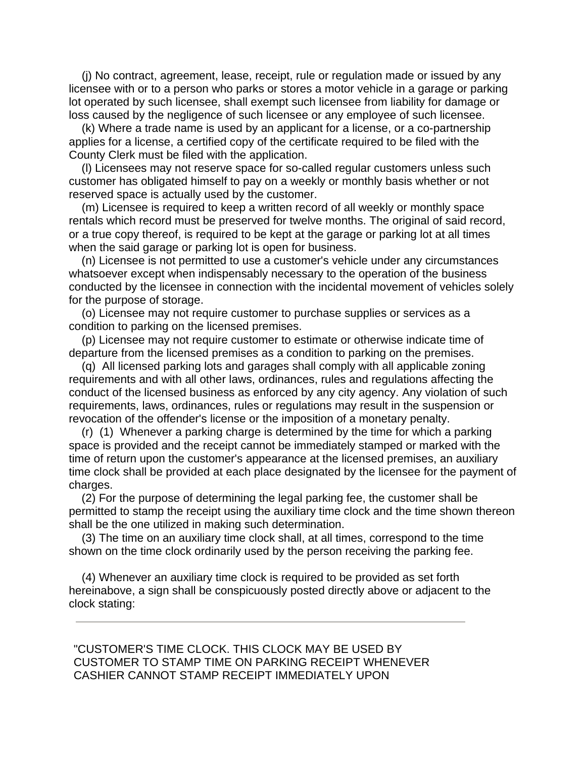(j) No contract, agreement, lease, receipt, rule or regulation made or issued by any licensee with or to a person who parks or stores a motor vehicle in a garage or parking lot operated by such licensee, shall exempt such licensee from liability for damage or loss caused by the negligence of such licensee or any employee of such licensee.

(k) Where a trade name is used by an applicant for a license, or a co-partnership applies for a license, a certified copy of the certificate required to be filed with the County Clerk must be filed with the application.

(l) Licensees may not reserve space for so-called regular customers unless such customer has obligated himself to pay on a weekly or monthly basis whether or not reserved space is actually used by the customer.

(m) Licensee is required to keep a written record of all weekly or monthly space rentals which record must be preserved for twelve months. The original of said record, or a true copy thereof, is required to be kept at the garage or parking lot at all times when the said garage or parking lot is open for business.

(n) Licensee is not permitted to use a customer's vehicle under any circumstances whatsoever except when indispensably necessary to the operation of the business conducted by the licensee in connection with the incidental movement of vehicles solely for the purpose of storage.

(o) Licensee may not require customer to purchase supplies or services as a condition to parking on the licensed premises.

(p) Licensee may not require customer to estimate or otherwise indicate time of departure from the licensed premises as a condition to parking on the premises.

(q) All licensed parking lots and garages shall comply with all applicable zoning requirements and with all other laws, ordinances, rules and regulations affecting the conduct of the licensed business as enforced by any city agency. Any violation of such requirements, laws, ordinances, rules or regulations may result in the suspension or revocation of the offender's license or the imposition of a monetary penalty.

(r) (1) Whenever a parking charge is determined by the time for which a parking space is provided and the receipt cannot be immediately stamped or marked with the time of return upon the customer's appearance at the licensed premises, an auxiliary time clock shall be provided at each place designated by the licensee for the payment of charges.

(2) For the purpose of determining the legal parking fee, the customer shall be permitted to stamp the receipt using the auxiliary time clock and the time shown thereon shall be the one utilized in making such determination.

(3) The time on an auxiliary time clock shall, at all times, correspond to the time shown on the time clock ordinarily used by the person receiving the parking fee.

(4) Whenever an auxiliary time clock is required to be provided as set forth hereinabove, a sign shall be conspicuously posted directly above or adjacent to the clock stating:

---

"CUSTOMER'S TIME CLOCK. THIS CLOCK MAY BE USED BY CUSTOMER TO STAMP TIME ON PARKING RECEIPT WHENEVER CASHIER CANNOT STAMP RECEIPT IMMEDIATELY UPON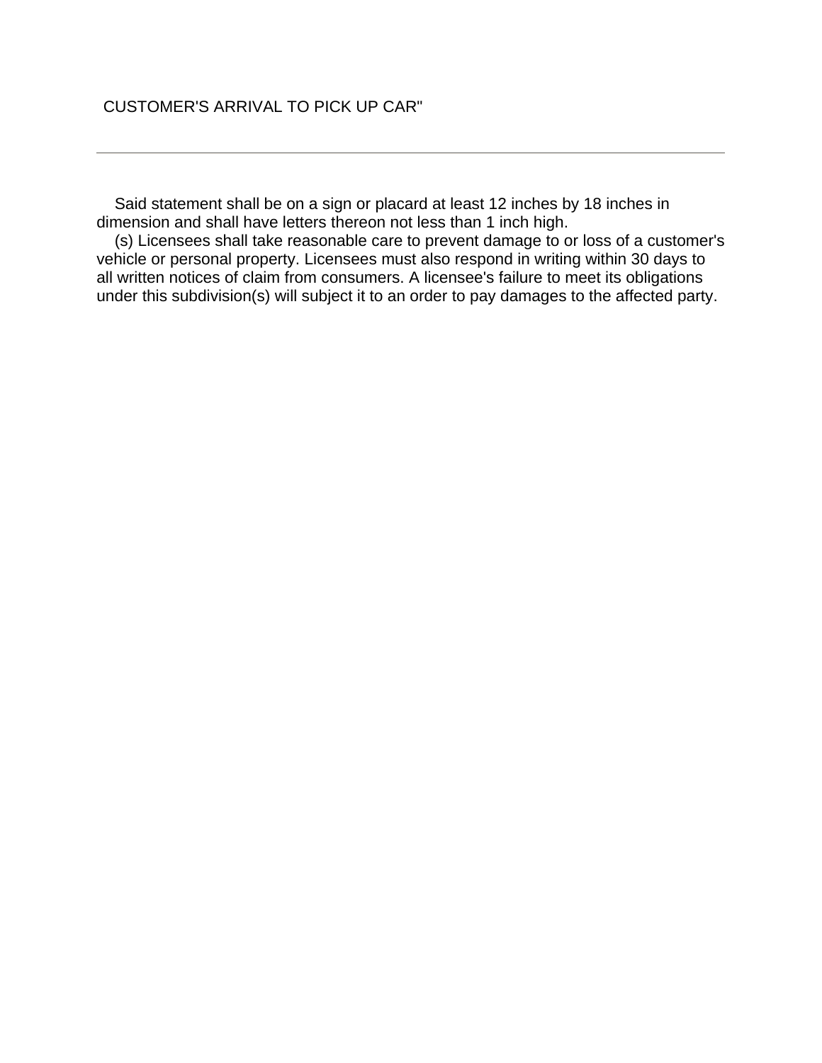CUSTOMER'S ARRIVAL TO PICK UP CAR"

---

Said statement shall be on a sign or placard at least 12 inches by 18 inches in dimension and shall have letters thereon not less than 1 inch high.

(s) Licensees shall take reasonable care to prevent damage to or loss of a customer's vehicle or personal property. Licensees must also respond in writing within 30 days to all written notices of claim from consumers. A licensee's failure to meet its obligations under this subdivision(s) will subject it to an order to pay damages to the affected party.